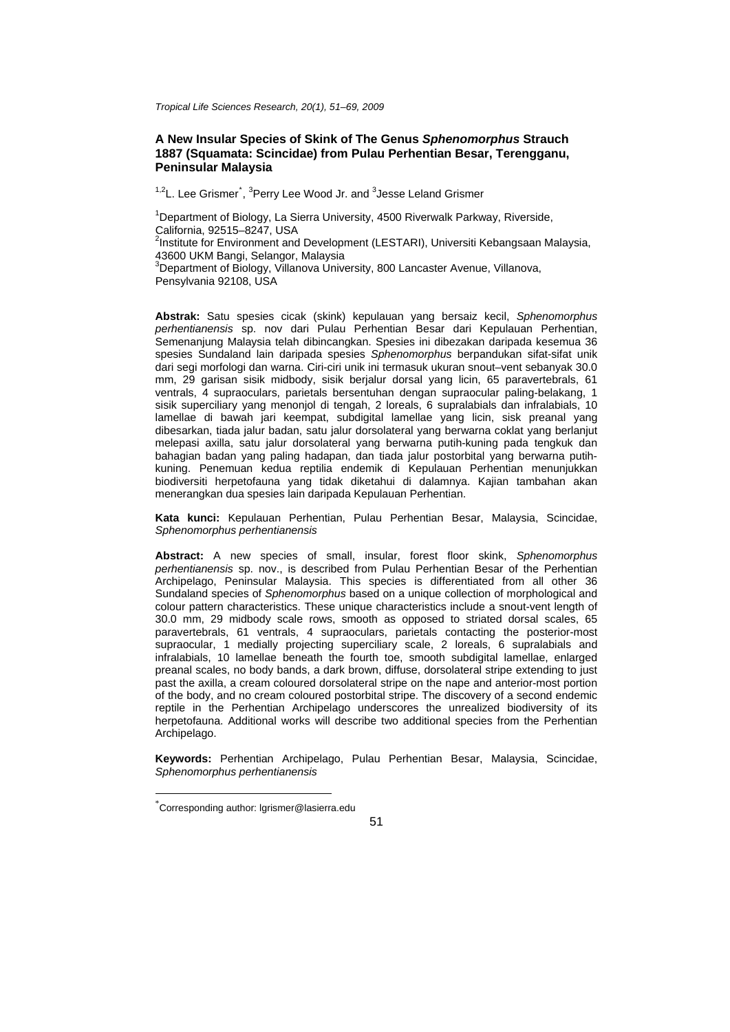# A New Insular Species of Skink of The Genus *Sphenomorphus* Strauch 1887 (Squamata: Scincidae) from Pulau Perhentian Besar, Terengganu, Peninsular Malaysia

[1,2]L. Lee Grismer[*], [3]Perry Lee Wood Jr. and [3]Jesse Leland Grismer

[1]Department of Biology, La Sierra University, 4500 Riverwalk Parkway, Riverside, California, 92515–8247, USA
[2]Institute for Environment and Development (LESTARI), Universiti Kebangsaan Malaysia, 43600 UKM Bangi, Selangor, Malaysia
[3]Department of Biology, Villanova University, 800 Lancaster Avenue, Villanova, Pensylvania 92108, USA

**Abstrak:** Satu spesies cicak (skink) kepulauan yang bersaiz kecil, *Sphenomorphus perhentianensis* sp. nov dari Pulau Perhentian Besar dari Kepulauan Perhentian, Semenanjung Malaysia telah dibincangkan. Spesies ini dibezakan daripada kesemua 36 spesies Sundaland lain daripada spesies *Sphenomorphus* berpandukan sifat-sifat unik dari segi morfologi dan warna. Ciri-ciri unik ini termasuk ukuran snout–vent sebanyak 30.0 mm, 29 garisan sisik midbody, sisik berjalur dorsal yang licin, 65 paravertebrals, 61 ventrals, 4 supraoculars, parietals bersentuhan dengan supraocular paling-belakang, 1 sisik superciliary yang menonjol di tengah, 2 loreals, 6 supralabials dan infralabials, 10 lamellae di bawah jari keempat, subdigital lamellae yang licin, sisk preanal yang dibesarkan, tiada jalur badan, satu jalur dorsolateral yang berwarna coklat yang berlanjut melepasi axilla, satu jalur dorsolateral yang berwarna putih-kuning pada tengkuk dan bahagian badan yang paling hadapan, dan tiada jalur postorbital yang berwarna putih-kuning. Penemuan kedua reptilia endemik di Kepulauan Perhentian menunjukkan biodiversiti herpetofauna yang tidak diketahui di dalamnya. Kajian tambahan akan menerangkan dua spesies lain daripada Kepulauan Perhentian.

**Kata kunci:** Kepulauan Perhentian, Pulau Perhentian Besar, Malaysia, Scincidae, *Sphenomorphus perhentianensis*

**Abstract:** A new species of small, insular, forest floor skink, *Sphenomorphus perhentianensis* sp. nov., is described from Pulau Perhentian Besar of the Perhentian Archipelago, Peninsular Malaysia. This species is differentiated from all other 36 Sundaland species of *Sphenomorphus* based on a unique collection of morphological and colour pattern characteristics. These unique characteristics include a snout-vent length of 30.0 mm, 29 midbody scale rows, smooth as opposed to striated dorsal scales, 65 paravertebrals, 61 ventrals, 4 supraoculars, parietals contacting the posterior-most supraocular, 1 medially projecting superciliary scale, 2 loreals, 6 supralabials and infralabials, 10 lamellae beneath the fourth toe, smooth subdigital lamellae, enlarged preanal scales, no body bands, a dark brown, diffuse, dorsolateral stripe extending to just past the axilla, a cream coloured dorsolateral stripe on the nape and anterior-most portion of the body, and no cream coloured postorbital stripe. The discovery of a second endemic reptile in the Perhentian Archipelago underscores the unrealized biodiversity of its herpetofauna. Additional works will describe two additional species from the Perhentian Archipelago.

**Keywords:** Perhentian Archipelago, Pulau Perhentian Besar, Malaysia, Scincidae, *Sphenomorphus perhentianensis*

[*]Corresponding author: lgrismer@lasierra.edu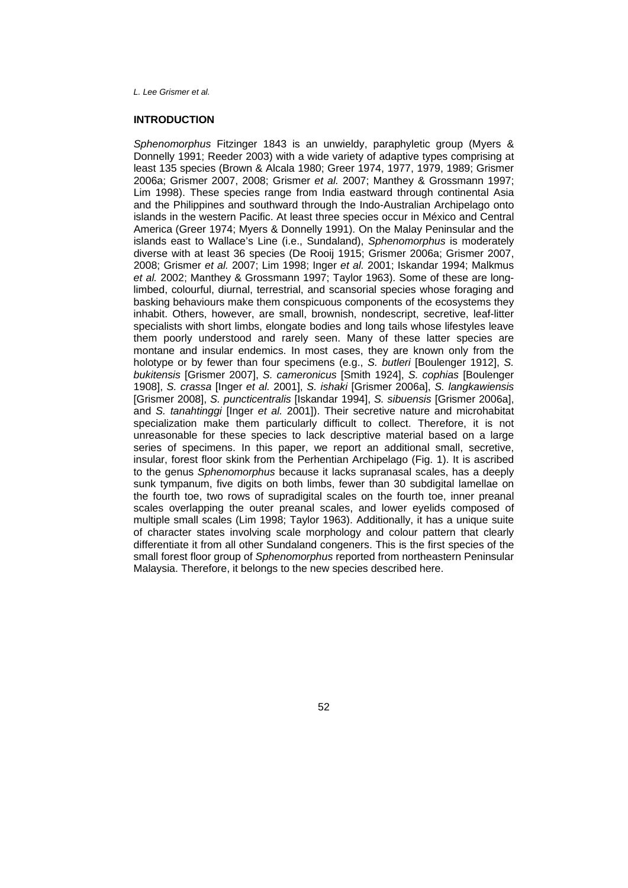## INTRODUCTION

*Sphenomorphus* Fitzinger 1843 is an unwieldy, paraphyletic group (Myers & Donnelly 1991; Reeder 2003) with a wide variety of adaptive types comprising at least 135 species (Brown & Alcala 1980; Greer 1974, 1977, 1979, 1989; Grismer 2006a; Grismer 2007, 2008; Grismer *et al.* 2007; Manthey & Grossmann 1997; Lim 1998). These species range from India eastward through continental Asia and the Philippines and southward through the Indo-Australian Archipelago onto islands in the western Pacific. At least three species occur in México and Central America (Greer 1974; Myers & Donnelly 1991). On the Malay Peninsular and the islands east to Wallace's Line (i.e., Sundaland), *Sphenomorphus* is moderately diverse with at least 36 species (De Rooij 1915; Grismer 2006a; Grismer 2007, 2008; Grismer *et al.* 2007; Lim 1998; Inger *et al.* 2001; Iskandar 1994; Malkmus *et al.* 2002; Manthey & Grossmann 1997; Taylor 1963). Some of these are long-limbed, colourful, diurnal, terrestrial, and scansorial species whose foraging and basking behaviours make them conspicuous components of the ecosystems they inhabit. Others, however, are small, brownish, nondescript, secretive, leaf-litter specialists with short limbs, elongate bodies and long tails whose lifestyles leave them poorly understood and rarely seen. Many of these latter species are montane and insular endemics. In most cases, they are known only from the holotype or by fewer than four specimens (e.g., *S. butleri* [Boulenger 1912], *S. bukitensis* [Grismer 2007], *S. cameronicus* [Smith 1924], *S. cophias* [Boulenger 1908], *S. crassa* [Inger *et al.* 2001], *S. ishaki* [Grismer 2006a], *S. langkawiensis* [Grismer 2008], *S. puncticentralis* [Iskandar 1994], *S. sibuensis* [Grismer 2006a], and *S. tanahtinggi* [Inger *et al.* 2001]). Their secretive nature and microhabitat specialization make them particularly difficult to collect. Therefore, it is not unreasonable for these species to lack descriptive material based on a large series of specimens. In this paper, we report an additional small, secretive, insular, forest floor skink from the Perhentian Archipelago (Fig. 1). It is ascribed to the genus *Sphenomorphus* because it lacks supranasal scales, has a deeply sunk tympanum, five digits on both limbs, fewer than 30 subdigital lamellae on the fourth toe, two rows of supradigital scales on the fourth toe, inner preanal scales overlapping the outer preanal scales, and lower eyelids composed of multiple small scales (Lim 1998; Taylor 1963). Additionally, it has a unique suite of character states involving scale morphology and colour pattern that clearly differentiate it from all other Sundaland congeners. This is the first species of the small forest floor group of *Sphenomorphus* reported from northeastern Peninsular Malaysia. Therefore, it belongs to the new species described here.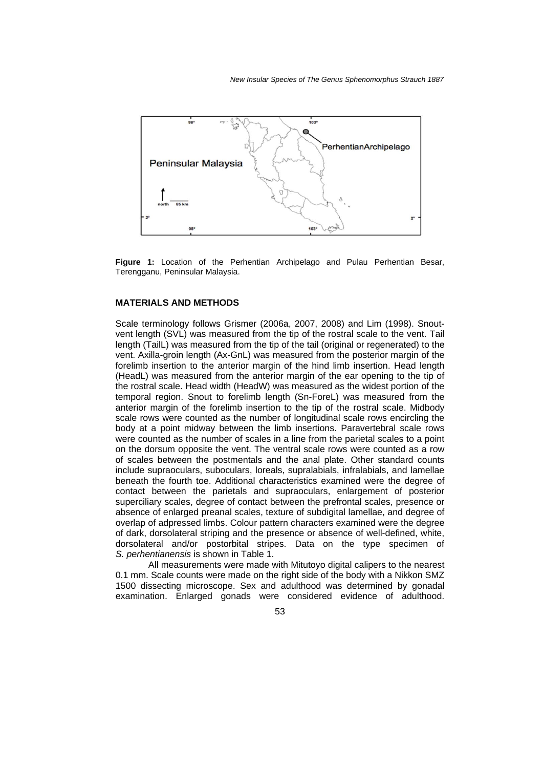**Figure 1:** Location of the Perhentian Archipelago and Pulau Perhentian Besar, Terengganu, Peninsular Malaysia.

## MATERIALS AND METHODS

Scale terminology follows Grismer (2006a, 2007, 2008) and Lim (1998). Snout-vent length (SVL) was measured from the tip of the rostral scale to the vent. Tail length (TailL) was measured from the tip of the tail (original or regenerated) to the vent. Axilla-groin length (Ax-GnL) was measured from the posterior margin of the forelimb insertion to the anterior margin of the hind limb insertion. Head length (HeadL) was measured from the anterior margin of the ear opening to the tip of the rostral scale. Head width (HeadW) was measured as the widest portion of the temporal region. Snout to forelimb length (Sn-ForeL) was measured from the anterior margin of the forelimb insertion to the tip of the rostral scale. Midbody scale rows were counted as the number of longitudinal scale rows encircling the body at a point midway between the limb insertions. Paravertebral scale rows were counted as the number of scales in a line from the parietal scales to a point on the dorsum opposite the vent. The ventral scale rows were counted as a row of scales between the postmentals and the anal plate. Other standard counts include supraoculars, suboculars, loreals, supralabials, infralabials, and lamellae beneath the fourth toe. Additional characteristics examined were the degree of contact between the parietals and supraoculars, enlargement of posterior superciliary scales, degree of contact between the prefrontal scales, presence or absence of enlarged preanal scales, texture of subdigital lamellae, and degree of overlap of adpressed limbs. Colour pattern characters examined were the degree of dark, dorsolateral striping and the presence or absence of well-defined, white, dorsolateral and/or postorbital stripes. Data on the type specimen of *S. perhentianensis* is shown in Table 1.

All measurements were made with Mitutoyo digital calipers to the nearest 0.1 mm. Scale counts were made on the right side of the body with a Nikkon SMZ 1500 dissecting microscope. Sex and adulthood was determined by gonadal examination. Enlarged gonads were considered evidence of adulthood.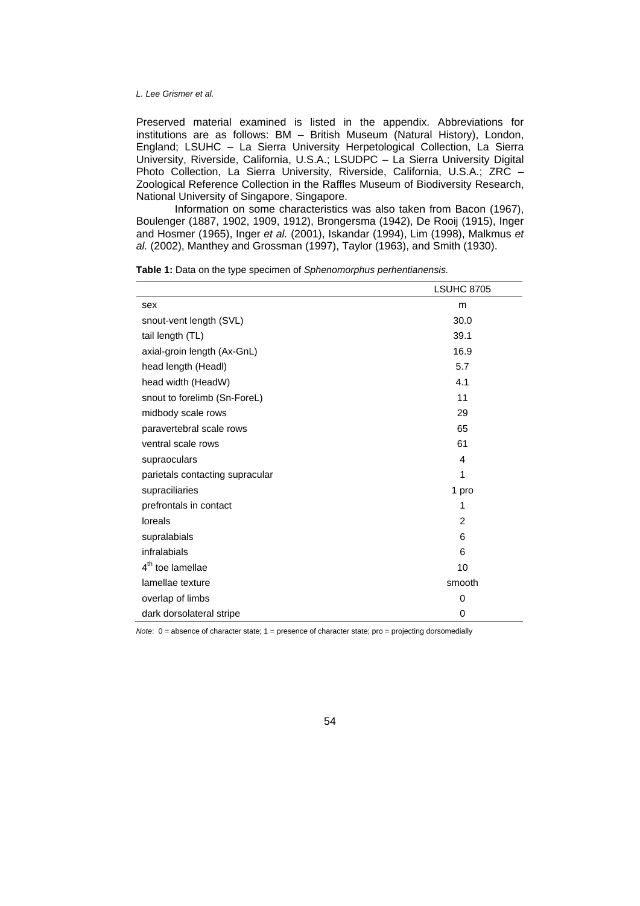Preserved material examined is listed in the appendix. Abbreviations for institutions are as follows: BM – British Museum (Natural History), London, England; LSUHC – La Sierra University Herpetological Collection, La Sierra University, Riverside, California, U.S.A.; LSUDPC – La Sierra University Digital Photo Collection, La Sierra University, Riverside, California, U.S.A.; ZRC – Zoological Reference Collection in the Raffles Museum of Biodiversity Research, National University of Singapore, Singapore.

Information on some characteristics was also taken from Bacon (1967), Boulenger (1887, 1902, 1909, 1912), Brongersma (1942), De Rooij (1915), Inger and Hosmer (1965), Inger *et al.* (2001), Iskandar (1994), Lim (1998), Malkmus *et al.* (2002), Manthey and Grossman (1997), Taylor (1963), and Smith (1930).

**Table 1:** Data on the type specimen of *Sphenomorphus perhentianensis.*

| | LSUHC 8705 |
|---|---|
| sex | m |
| snout-vent length (SVL) | 30.0 |
| tail length (TL) | 39.1 |
| axial-groin length (Ax-GnL) | 16.9 |
| head length (Headl) | 5.7 |
| head width (HeadW) | 4.1 |
| snout to forelimb (Sn-ForeL) | 11 |
| midbody scale rows | 29 |
| paravertebral scale rows | 65 |
| ventral scale rows | 61 |
| supraoculars | 4 |
| parietals contacting supracular | 1 |
| supraciliaries | 1 pro |
| prefrontals in contact | 1 |
| loreals | 2 |
| supralabials | 6 |
| infralabials | 6 |
| 4th toe lamellae | 10 |
| lamellae texture | smooth |
| overlap of limbs | 0 |
| dark dorsolateral stripe | 0 |

*Note*: 0 = absence of character state; 1 = presence of character state; pro = projecting dorsomedially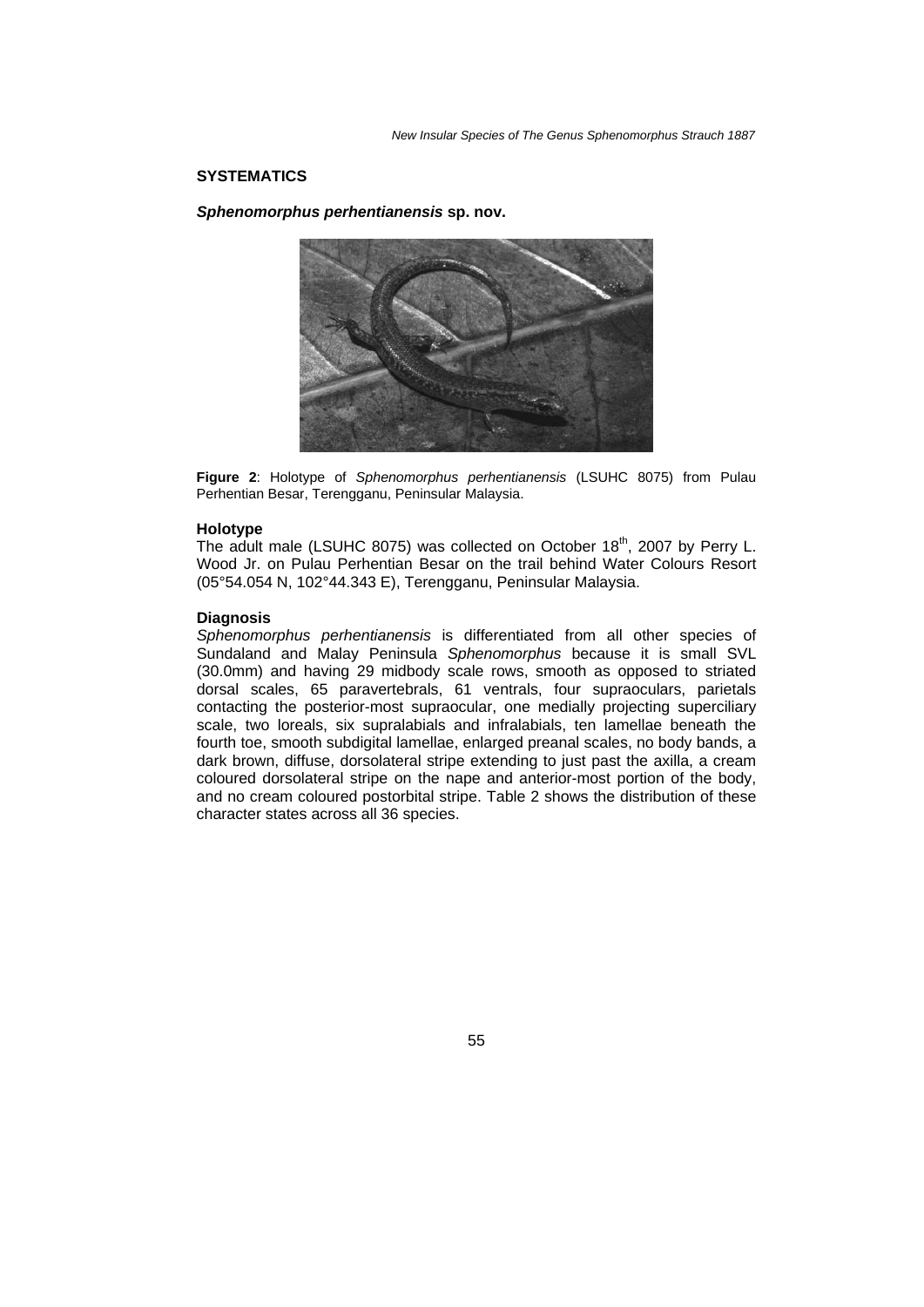## SYSTEMATICS

### *Sphenomorphus perhentianensis* sp. nov.

**Figure 2**: Holotype of *Sphenomorphus perhentianensis* (LSUHC 8075) from Pulau Perhentian Besar, Terengganu, Peninsular Malaysia.

#### Holotype

The adult male (LSUHC 8075) was collected on October 18th, 2007 by Perry L. Wood Jr. on Pulau Perhentian Besar on the trail behind Water Colours Resort (05°54.054 N, 102°44.343 E), Terengganu, Peninsular Malaysia.

#### Diagnosis

*Sphenomorphus perhentianensis* is differentiated from all other species of Sundaland and Malay Peninsula *Sphenomorphus* because it is small SVL (30.0mm) and having 29 midbody scale rows, smooth as opposed to striated dorsal scales, 65 paravertebrals, 61 ventrals, four supraoculars, parietals contacting the posterior-most supraocular, one medially projecting superciliary scale, two loreals, six supralabials and infralabials, ten lamellae beneath the fourth toe, smooth subdigital lamellae, enlarged preanal scales, no body bands, a dark brown, diffuse, dorsolateral stripe extending to just past the axilla, a cream coloured dorsolateral stripe on the nape and anterior-most portion of the body, and no cream coloured postorbital stripe. Table 2 shows the distribution of these character states across all 36 species.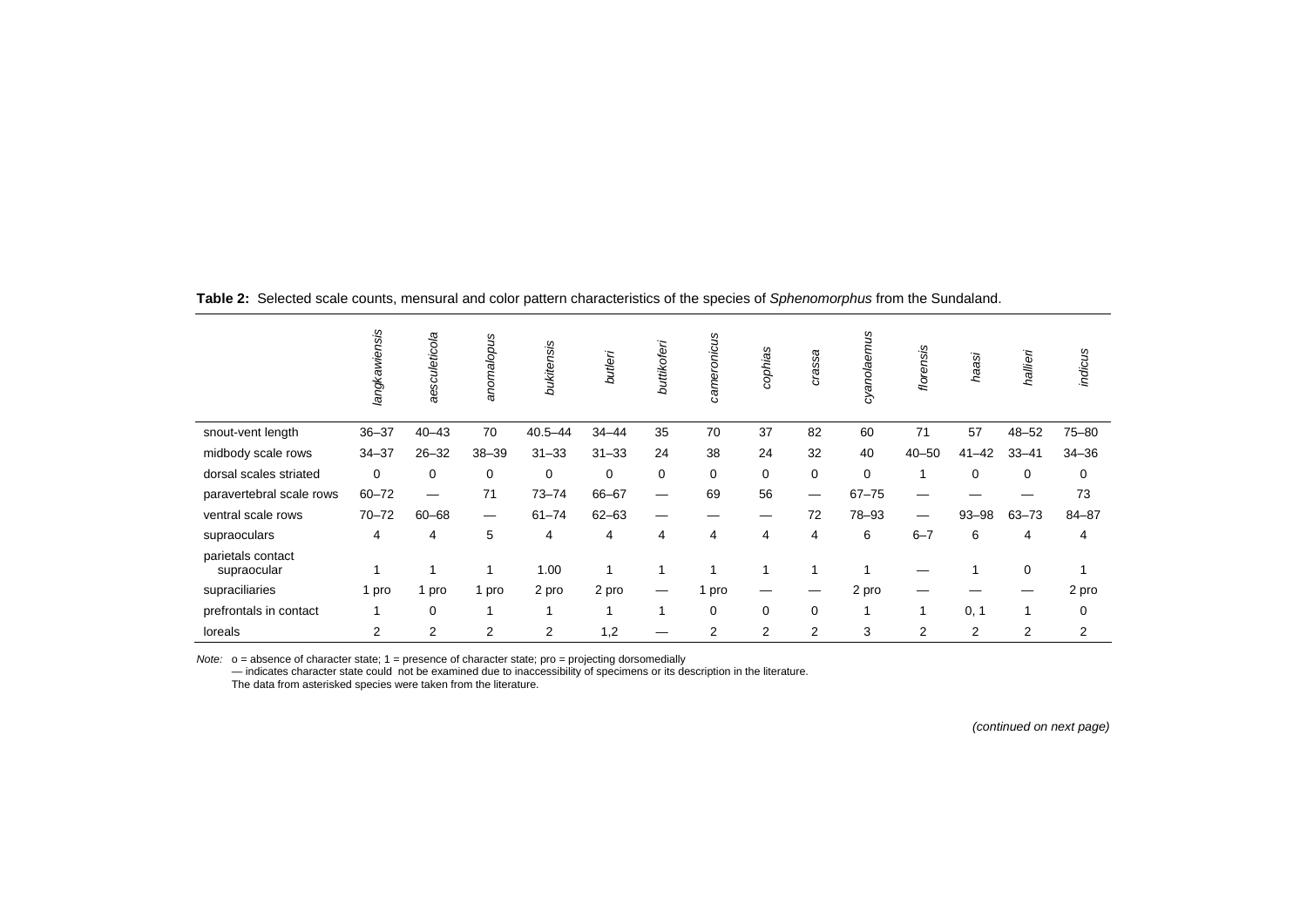**Table 2:** Selected scale counts, mensural and color pattern characteristics of the species of *Sphenomorphus* from the Sundaland.

| | *langkawiensis* | *aesculeticola* | *anomalopus* | *bukitensis* | *butleri* | *buttikoferi* | *cameronicus* | *cophias* | *crassa* | *cyanolaemus* | *florensis* | *haasi* | *hallieri* | *indicus* |
|---|---|---|---|---|---|---|---|---|---|---|---|---|---|---|
| snout-vent length | 36–37 | 40–43 | 70 | 40.5–44 | 34–44 | 35 | 70 | 37 | 82 | 60 | 71 | 57 | 48–52 | 75–80 |
| midbody scale rows | 34–37 | 26–32 | 38–39 | 31–33 | 31–33 | 24 | 38 | 24 | 32 | 40 | 40–50 | 41–42 | 33–41 | 34–36 |
| dorsal scales striated | 0 | 0 | 0 | 0 | 0 | 0 | 0 | 0 | 0 | 0 | 1 | 0 | 0 | 0 |
| paravertebral scale rows | 60–72 | — | 71 | 73–74 | 66–67 | — | 69 | 56 | — | 67–75 | — | — | — | 73 |
| ventral scale rows | 70–72 | 60–68 | — | 61–74 | 62–63 | — | — | — | 72 | 78–93 | — | 93–98 | 63–73 | 84–87 |
| supraoculars | 4 | 4 | 5 | 4 | 4 | 4 | 4 | 4 | 4 | 6 | 6–7 | 6 | 4 | 4 |
| parietals contact supraocular | 1 | 1 | 1 | 1.00 | 1 | 1 | 1 | 1 | 1 | 1 | — | 1 | 0 | 1 |
| supraciliaries | 1 pro | 1 pro | 1 pro | 2 pro | 2 pro | — | 1 pro | — | — | 2 pro | — | — | — | 2 pro |
| prefrontals in contact | 1 | 0 | 1 | 1 | 1 | 1 | 0 | 0 | 0 | 1 | 1 | 0, 1 | 1 | 0 |
| loreals | 2 | 2 | 2 | 2 | 1,2 | — | 2 | 2 | 2 | 3 | 2 | 2 | 2 | 2 |

*Note:* o = absence of character state; 1 = presence of character state; pro = projecting dorsomedially
— indicates character state could not be examined due to inaccessibility of specimens or its description in the literature.
The data from asterisked species were taken from the literature.

*(continued on next page)*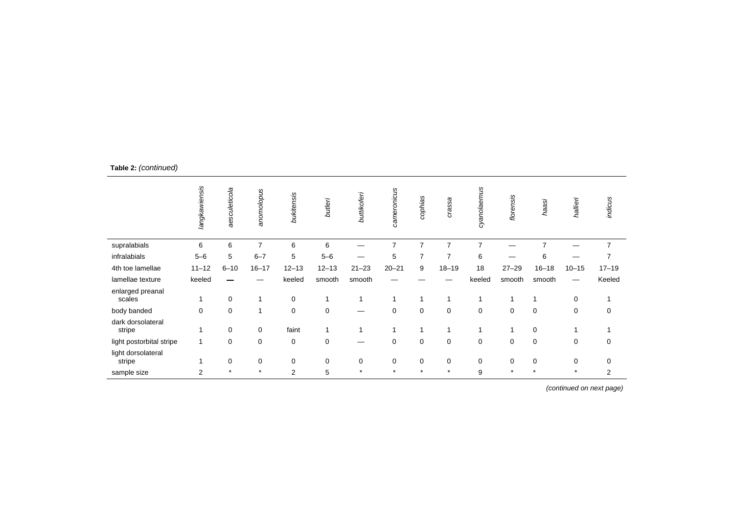**Table 2:** *(continued)*

| | *langkawiensis* | *aesculeticola* | *anomolopus* | *bukitensis* | *butleri* | *buttikoferi* | *cameronicus* | *cophias* | *crassa* | *cyanolaemus* | *florensis* | *haasi* | *hallieri* | *indicus* |
|---|---|---|---|---|---|---|---|---|---|---|---|---|---|---|
| supralabials | 6 | 6 | 7 | 6 | 6 | — | 7 | 7 | 7 | 7 | — | 7 | — | 7 |
| infralabials | 5–6 | 5 | 6–7 | 5 | 5–6 | — | 5 | 7 | 7 | 6 | — | 6 | — | 7 |
| 4th toe lamellae | 11–12 | 6–10 | 16–17 | 12–13 | 12–13 | 21–23 | 20–21 | 9 | 18–19 | 18 | 27–29 | 16–18 | 10–15 | 17–19 |
| lamellae texture | keeled | **—** | — | keeled | smooth | smooth | — | — | — | keeled | smooth | smooth | — | Keeled |
| enlarged preanal scales | 1 | 0 | 1 | 0 | 1 | 1 | 1 | 1 | 1 | 1 | 1 | 1 | 0 | 1 |
| body banded | 0 | 0 | 1 | 0 | 0 | — | 0 | 0 | 0 | 0 | 0 | 0 | 0 | 0 |
| dark dorsolateral stripe | 1 | 0 | 0 | faint | 1 | 1 | 1 | 1 | 1 | 1 | 1 | 0 | 1 | 1 |
| light postorbital stripe | 1 | 0 | 0 | 0 | 0 | — | 0 | 0 | 0 | 0 | 0 | 0 | 0 | 0 |
| light dorsolateral stripe | 1 | 0 | 0 | 0 | 0 | 0 | 0 | 0 | 0 | 0 | 0 | 0 | 0 | 0 |
| sample size | 2 | * | * | 2 | 5 | * | * | * | * | 9 | * | * | * | 2 |

*(continued on next page)*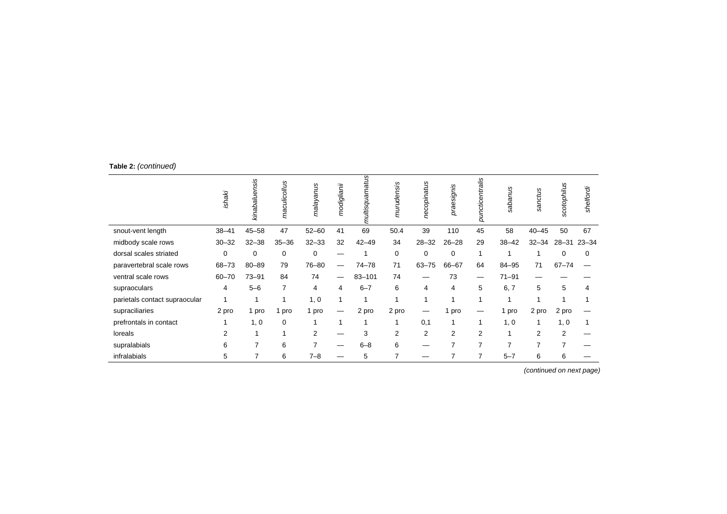**Table 2:** *(continued)*

| | *ishaki* | *kinabaluensis* | *maculicollus* | *malayanus* | *modiglianii* | *multisquamatus* | *murudensis* | *necopinatus* | *praesignis* | *puncticentralis* | *sabanus* | *sanctus* | *scotophilus* | *shelfordi* |
|---|---|---|---|---|---|---|---|---|---|---|---|---|---|---|
| snout-vent length | 38–41 | 45–58 | 47 | 52–60 | 41 | 69 | 50.4 | 39 | 110 | 45 | 58 | 40–45 | 50 | 67 |
| midbody scale rows | 30–32 | 32–38 | 35–36 | 32–33 | 32 | 42–49 | 34 | 28–32 | 26–28 | 29 | 38–42 | 32–34 | 28–31 | 23–34 |
| dorsal scales striated | 0 | 0 | 0 | 0 | — | 1 | 0 | 0 | 0 | 1 | 1 | 1 | 0 | 0 |
| paravertebral scale rows | 68–73 | 80–89 | 79 | 76–80 | — | 74–78 | 71 | 63–75 | 66–67 | 64 | 84–95 | 71 | 67–74 | — |
| ventral scale rows | 60–70 | 73–91 | 84 | 74 | — | 83–101 | 74 | — | 73 | — | 71–91 | — | — | — |
| supraoculars | 4 | 5–6 | 7 | 4 | 4 | 6–7 | 6 | 4 | 4 | 5 | 6, 7 | 5 | 5 | 4 |
| parietals contact supraocular | 1 | 1 | 1 | 1, 0 | 1 | 1 | 1 | 1 | 1 | 1 | 1 | 1 | 1 | 1 |
| supraciliaries | 2 pro | 1 pro | 1 pro | 1 pro | — | 2 pro | 2 pro | — | 1 pro | — | 1 pro | 2 pro | 2 pro | — |
| prefrontals in contact | 1 | 1, 0 | 0 | 1 | 1 | 1 | 1 | 0,1 | 1 | 1 | 1, 0 | 1 | 1, 0 | 1 |
| loreals | 2 | 1 | 1 | 2 | — | 3 | 2 | 2 | 2 | 2 | 1 | 2 | 2 | — |
| supralabials | 6 | 7 | 6 | 7 | — | 6–8 | 6 | — | 7 | 7 | 7 | 7 | 7 | — |
| infralabials | 5 | 7 | 6 | 7–8 | — | 5 | 7 | — | 7 | 7 | 5–7 | 6 | 6 | — |

*(continued on next page)*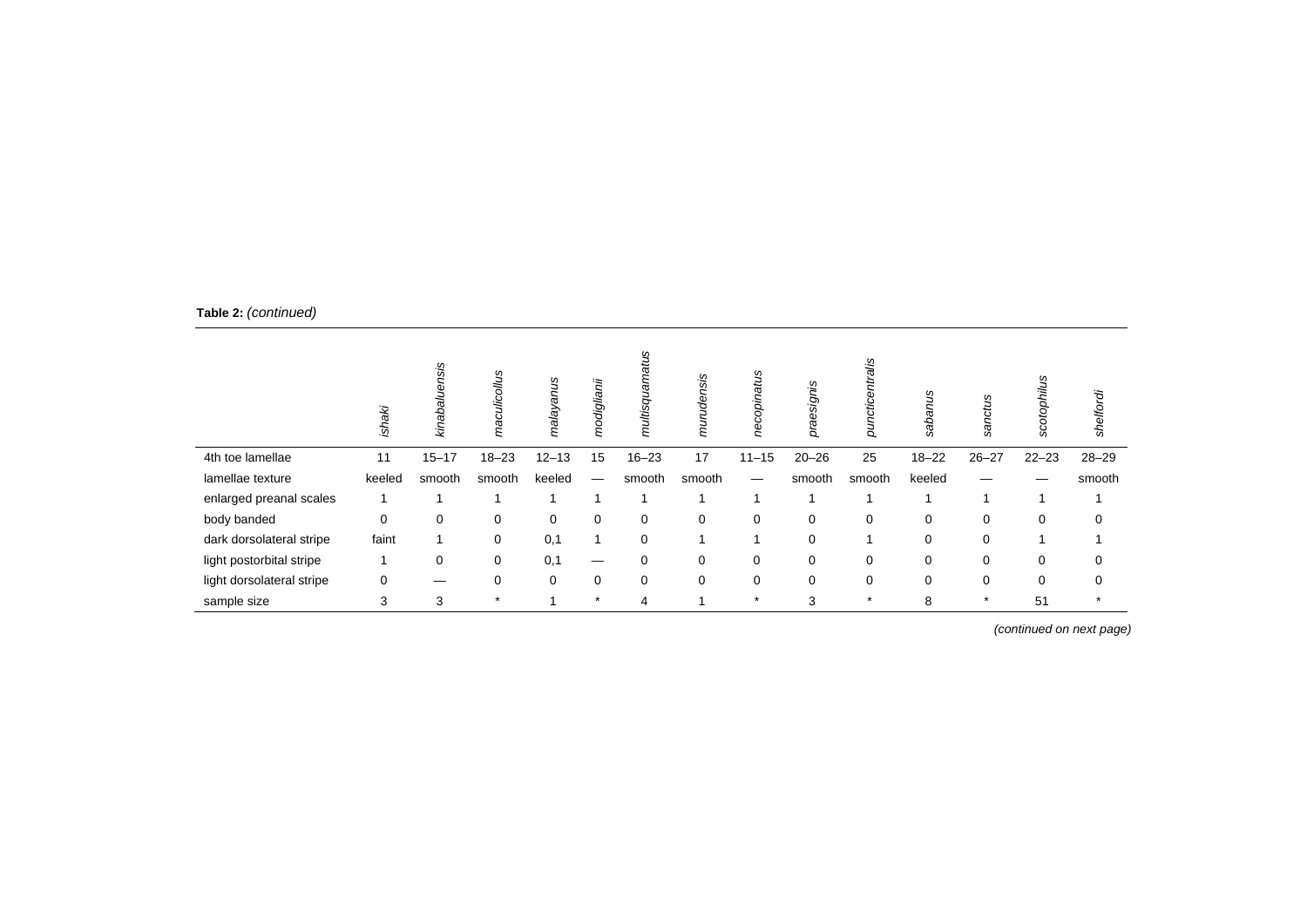**Table 2:** *(continued)*

| | *ishaki* | *kinabaluensis* | *maculicollus* | *malayanus* | *modiglianii* | *multisquamatus* | *murudensis* | *necopinatus* | *praesignis* | *puncticentralis* | *sabanus* | *sanctus* | *scotophilus* | *shelfordi* |
|---|---|---|---|---|---|---|---|---|---|---|---|---|---|---|
| 4th toe lamellae | 11 | 15–17 | 18–23 | 12–13 | 15 | 16–23 | 17 | 11–15 | 20–26 | 25 | 18–22 | 26–27 | 22–23 | 28–29 |
| lamellae texture | keeled | smooth | smooth | keeled | — | smooth | smooth | — | smooth | smooth | keeled | — | — | smooth |
| enlarged preanal scales | 1 | 1 | 1 | 1 | 1 | 1 | 1 | 1 | 1 | 1 | 1 | 1 | 1 | 1 |
| body banded | 0 | 0 | 0 | 0 | 0 | 0 | 0 | 0 | 0 | 0 | 0 | 0 | 0 | 0 |
| dark dorsolateral stripe | faint | 1 | 0 | 0,1 | 1 | 0 | 1 | 1 | 0 | 1 | 0 | 0 | 1 | 1 |
| light postorbital stripe | 1 | 0 | 0 | 0,1 | — | 0 | 0 | 0 | 0 | 0 | 0 | 0 | 0 | 0 |
| light dorsolateral stripe | 0 | — | 0 | 0 | 0 | 0 | 0 | 0 | 0 | 0 | 0 | 0 | 0 | 0 |
| sample size | 3 | 3 | * | 1 | * | 4 | 1 | * | 3 | * | 8 | * | 51 | * |

*(continued on next page)*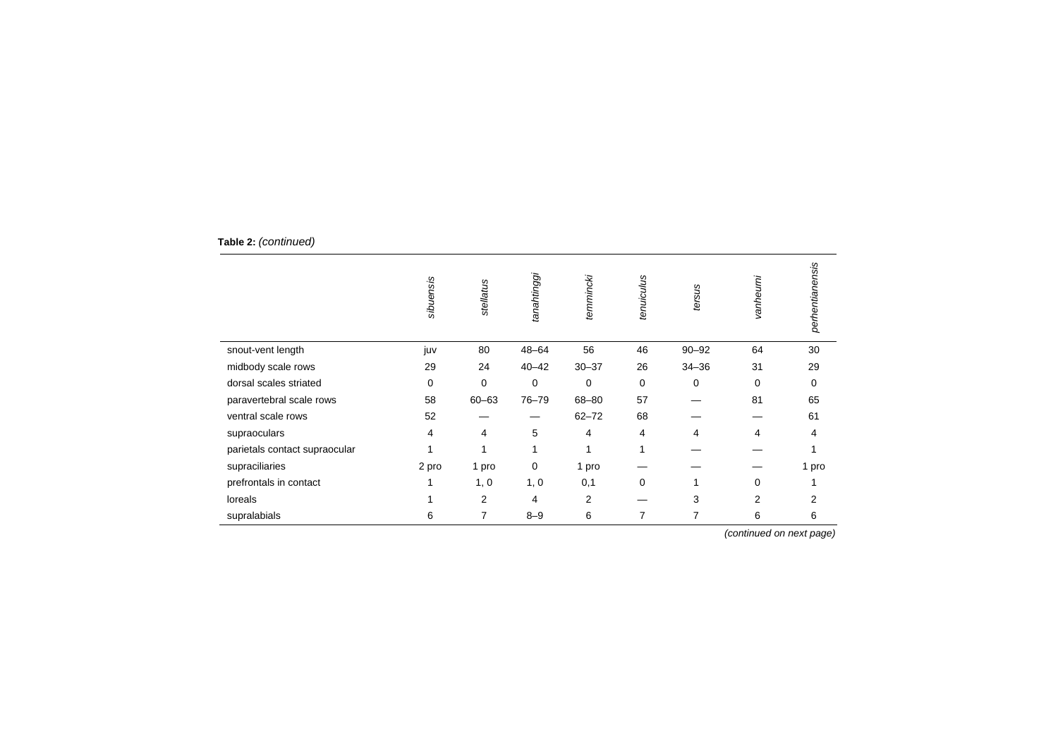**Table 2:** *(continued)*

| | *sibuensis* | *stellatus* | *tanahtinggi* | *temmincki* | *tenuiculus* | *tersus* | *vanheurni* | *perhentianensis* |
|---|---|---|---|---|---|---|---|---|
| snout-vent length | juv | 80 | 48–64 | 56 | 46 | 90–92 | 64 | 30 |
| midbody scale rows | 29 | 24 | 40–42 | 30–37 | 26 | 34–36 | 31 | 29 |
| dorsal scales striated | 0 | 0 | 0 | 0 | 0 | 0 | 0 | 0 |
| paravertebral scale rows | 58 | 60–63 | 76–79 | 68–80 | 57 | — | 81 | 65 |
| ventral scale rows | 52 | — | — | 62–72 | 68 | — | — | 61 |
| supraoculars | 4 | 4 | 5 | 4 | 4 | 4 | 4 | 4 |
| parietals contact supraocular | 1 | 1 | 1 | 1 | 1 | — | — | 1 |
| supraciliaries | 2 pro | 1 pro | 0 | 1 pro | — | — | — | 1 pro |
| prefrontals in contact | 1 | 1, 0 | 1, 0 | 0,1 | 0 | 1 | 0 | 1 |
| loreals | 1 | 2 | 4 | 2 | — | 3 | 2 | 2 |
| supralabials | 6 | 7 | 8–9 | 6 | 7 | 7 | 6 | 6 |

*(continued on next page)*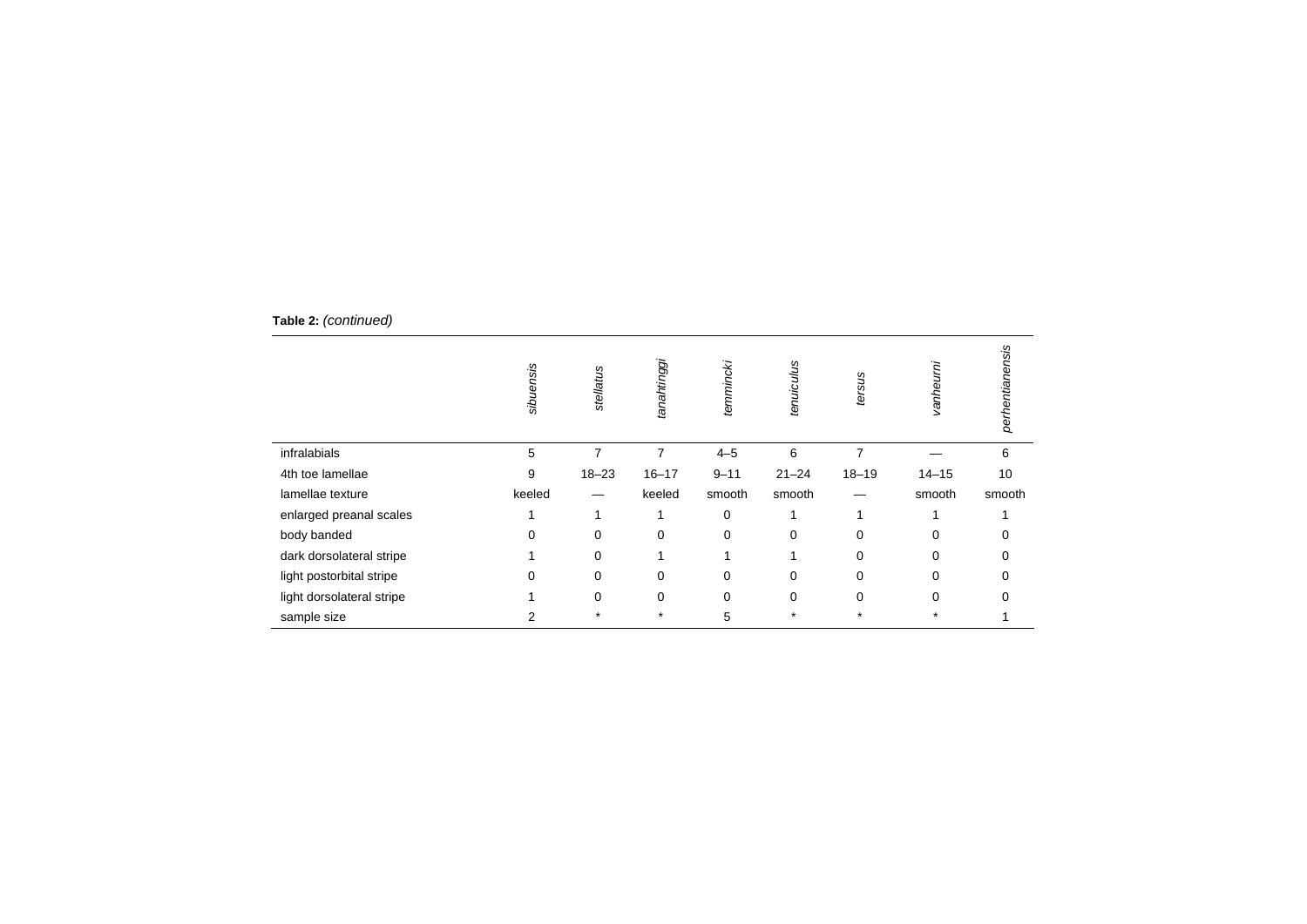**Table 2:** *(continued)*

| | *sibuensis* | *stellatus* | *tanahtinggi* | *temmincki* | *tenuiculus* | *tersus* | *vanheurni* | *perhentianensis* |
|---|---|---|---|---|---|---|---|---|
| infralabials | 5 | 7 | 7 | 4–5 | 6 | 7 | — | 6 |
| 4th toe lamellae | 9 | 18–23 | 16–17 | 9–11 | 21–24 | 18–19 | 14–15 | 10 |
| lamellae texture | keeled | — | keeled | smooth | smooth | — | smooth | smooth |
| enlarged preanal scales | 1 | 1 | 1 | 0 | 1 | 1 | 1 | 1 |
| body banded | 0 | 0 | 0 | 0 | 0 | 0 | 0 | 0 |
| dark dorsolateral stripe | 1 | 0 | 1 | 1 | 1 | 0 | 0 | 0 |
| light postorbital stripe | 0 | 0 | 0 | 0 | 0 | 0 | 0 | 0 |
| light dorsolateral stripe | 1 | 0 | 0 | 0 | 0 | 0 | 0 | 0 |
| sample size | 2 | * | * | 5 | * | * | * | 1 |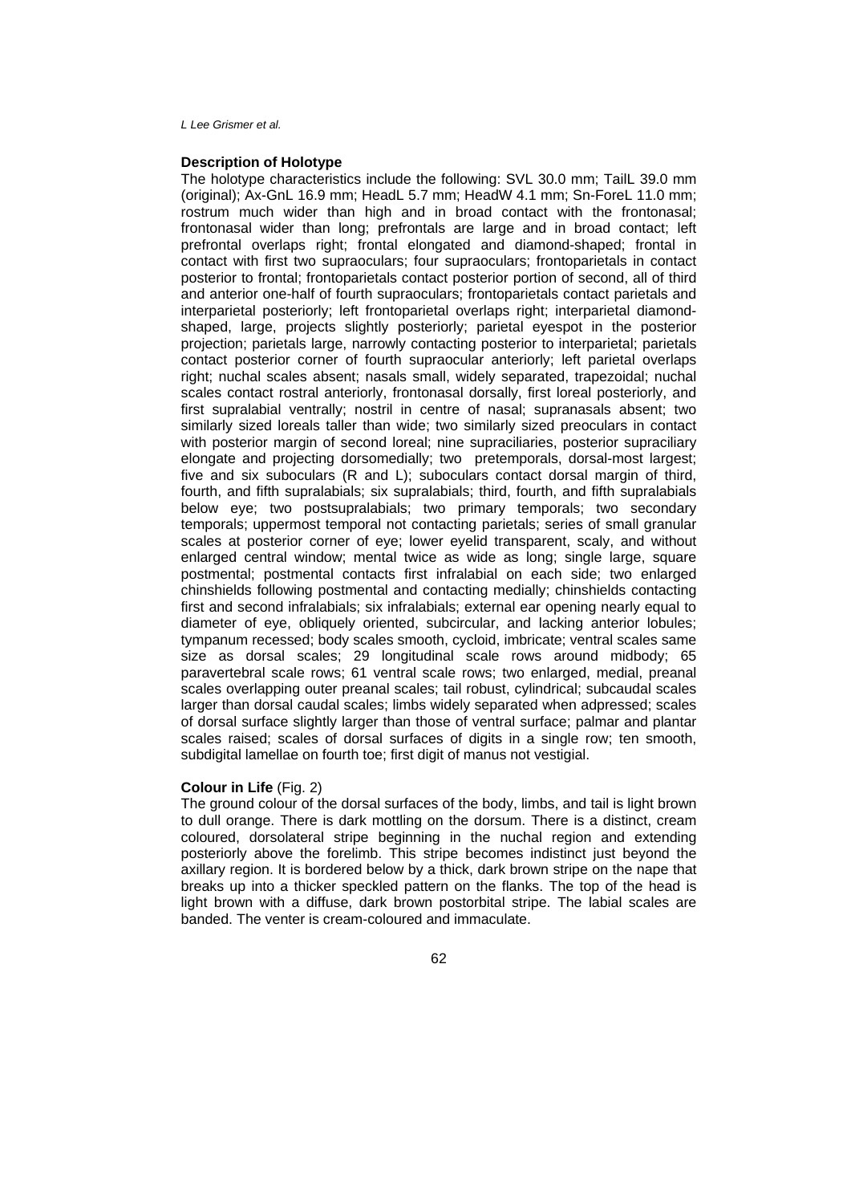### Description of Holotype

The holotype characteristics include the following: SVL 30.0 mm; TailL 39.0 mm (original); Ax-GnL 16.9 mm; HeadL 5.7 mm; HeadW 4.1 mm; Sn-ForeL 11.0 mm; rostrum much wider than high and in broad contact with the frontonasal; frontonasal wider than long; prefrontals are large and in broad contact; left prefrontal overlaps right; frontal elongated and diamond-shaped; frontal in contact with first two supraoculars; four supraoculars; frontoparietals in contact posterior to frontal; frontoparietals contact posterior portion of second, all of third and anterior one-half of fourth supraoculars; frontoparietals contact parietals and interparietal posteriorly; left frontoparietal overlaps right; interparietal diamond-shaped, large, projects slightly posteriorly; parietal eyespot in the posterior projection; parietals large, narrowly contacting posterior to interparietal; parietals contact posterior corner of fourth supraocular anteriorly; left parietal overlaps right; nuchal scales absent; nasals small, widely separated, trapezoidal; nuchal scales contact rostral anteriorly, frontonasal dorsally, first loreal posteriorly, and first supralabial ventrally; nostril in centre of nasal; supranasals absent; two similarly sized loreals taller than wide; two similarly sized preoculars in contact with posterior margin of second loreal; nine supraciliaries, posterior supraciliary elongate and projecting dorsomedially; two pretemporals, dorsal-most largest; five and six suboculars (R and L); suboculars contact dorsal margin of third, fourth, and fifth supralabials; six supralabials; third, fourth, and fifth supralabials below eye; two postsupralabials; two primary temporals; two secondary temporals; uppermost temporal not contacting parietals; series of small granular scales at posterior corner of eye; lower eyelid transparent, scaly, and without enlarged central window; mental twice as wide as long; single large, square postmental; postmental contacts first infralabial on each side; two enlarged chinshields following postmental and contacting medially; chinshields contacting first and second infralabials; six infralabials; external ear opening nearly equal to diameter of eye, obliquely oriented, subcircular, and lacking anterior lobules; tympanum recessed; body scales smooth, cycloid, imbricate; ventral scales same size as dorsal scales; 29 longitudinal scale rows around midbody; 65 paravertebral scale rows; 61 ventral scale rows; two enlarged, medial, preanal scales overlapping outer preanal scales; tail robust, cylindrical; subcaudal scales larger than dorsal caudal scales; limbs widely separated when adpressed; scales of dorsal surface slightly larger than those of ventral surface; palmar and plantar scales raised; scales of dorsal surfaces of digits in a single row; ten smooth, subdigital lamellae on fourth toe; first digit of manus not vestigial.

### Colour in Life (Fig. 2)

The ground colour of the dorsal surfaces of the body, limbs, and tail is light brown to dull orange. There is dark mottling on the dorsum. There is a distinct, cream coloured, dorsolateral stripe beginning in the nuchal region and extending posteriorly above the forelimb. This stripe becomes indistinct just beyond the axillary region. It is bordered below by a thick, dark brown stripe on the nape that breaks up into a thicker speckled pattern on the flanks. The top of the head is light brown with a diffuse, dark brown postorbital stripe. The labial scales are banded. The venter is cream-coloured and immaculate.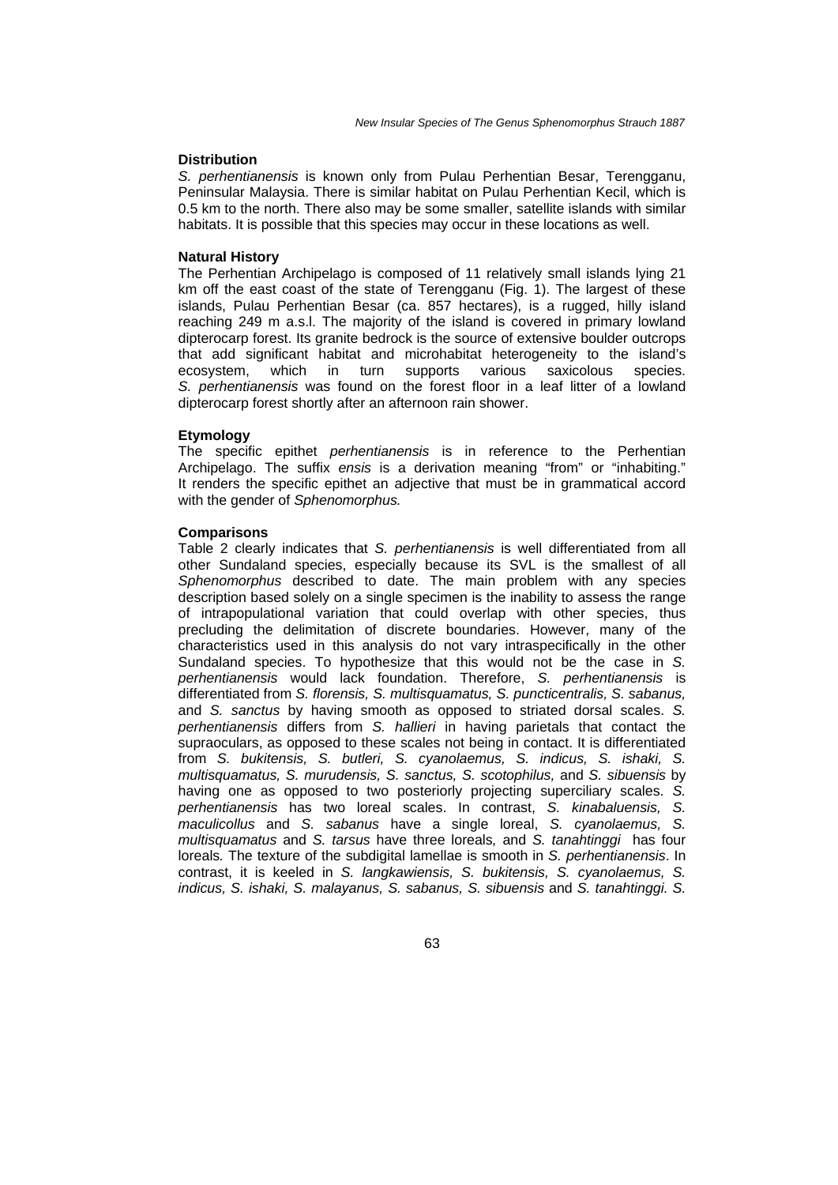### Distribution

*S. perhentianensis* is known only from Pulau Perhentian Besar, Terengganu, Peninsular Malaysia. There is similar habitat on Pulau Perhentian Kecil, which is 0.5 km to the north. There also may be some smaller, satellite islands with similar habitats. It is possible that this species may occur in these locations as well.

### Natural History

The Perhentian Archipelago is composed of 11 relatively small islands lying 21 km off the east coast of the state of Terengganu (Fig. 1). The largest of these islands, Pulau Perhentian Besar (ca. 857 hectares), is a rugged, hilly island reaching 249 m a.s.l. The majority of the island is covered in primary lowland dipterocarp forest. Its granite bedrock is the source of extensive boulder outcrops that add significant habitat and microhabitat heterogeneity to the island's ecosystem, which in turn supports various saxicolous species. *S. perhentianensis* was found on the forest floor in a leaf litter of a lowland dipterocarp forest shortly after an afternoon rain shower.

### Etymology

The specific epithet *perhentianensis* is in reference to the Perhentian Archipelago. The suffix *ensis* is a derivation meaning "from" or "inhabiting." It renders the specific epithet an adjective that must be in grammatical accord with the gender of *Sphenomorphus.*

### Comparisons

Table 2 clearly indicates that *S. perhentianensis* is well differentiated from all other Sundaland species, especially because its SVL is the smallest of all *Sphenomorphus* described to date. The main problem with any species description based solely on a single specimen is the inability to assess the range of intrapopulational variation that could overlap with other species, thus precluding the delimitation of discrete boundaries. However, many of the characteristics used in this analysis do not vary intraspecifically in the other Sundaland species. To hypothesize that this would not be the case in *S. perhentianensis* would lack foundation. Therefore, *S. perhentianensis* is differentiated from *S. florensis, S. multisquamatus, S. puncticentralis, S. sabanus,* and *S. sanctus* by having smooth as opposed to striated dorsal scales. *S. perhentianensis* differs from *S. hallieri* in having parietals that contact the supraoculars, as opposed to these scales not being in contact. It is differentiated from *S. bukitensis, S. butleri, S. cyanolaemus, S. indicus, S. ishaki, S. multisquamatus, S. murudensis, S. sanctus, S. scotophilus,* and *S. sibuensis* by having one as opposed to two posteriorly projecting superciliary scales. *S. perhentianensis* has two loreal scales. In contrast, *S. kinabaluensis, S. maculicollus* and *S. sabanus* have a single loreal, *S. cyanolaemus, S. multisquamatus* and *S. tarsus* have three loreals*,* and *S. tanahtinggi* has four loreals*.* The texture of the subdigital lamellae is smooth in *S. perhentianensis*. In contrast, it is keeled in *S. langkawiensis, S. bukitensis, S. cyanolaemus, S. indicus, S. ishaki, S. malayanus, S. sabanus, S. sibuensis* and *S. tanahtinggi. S.*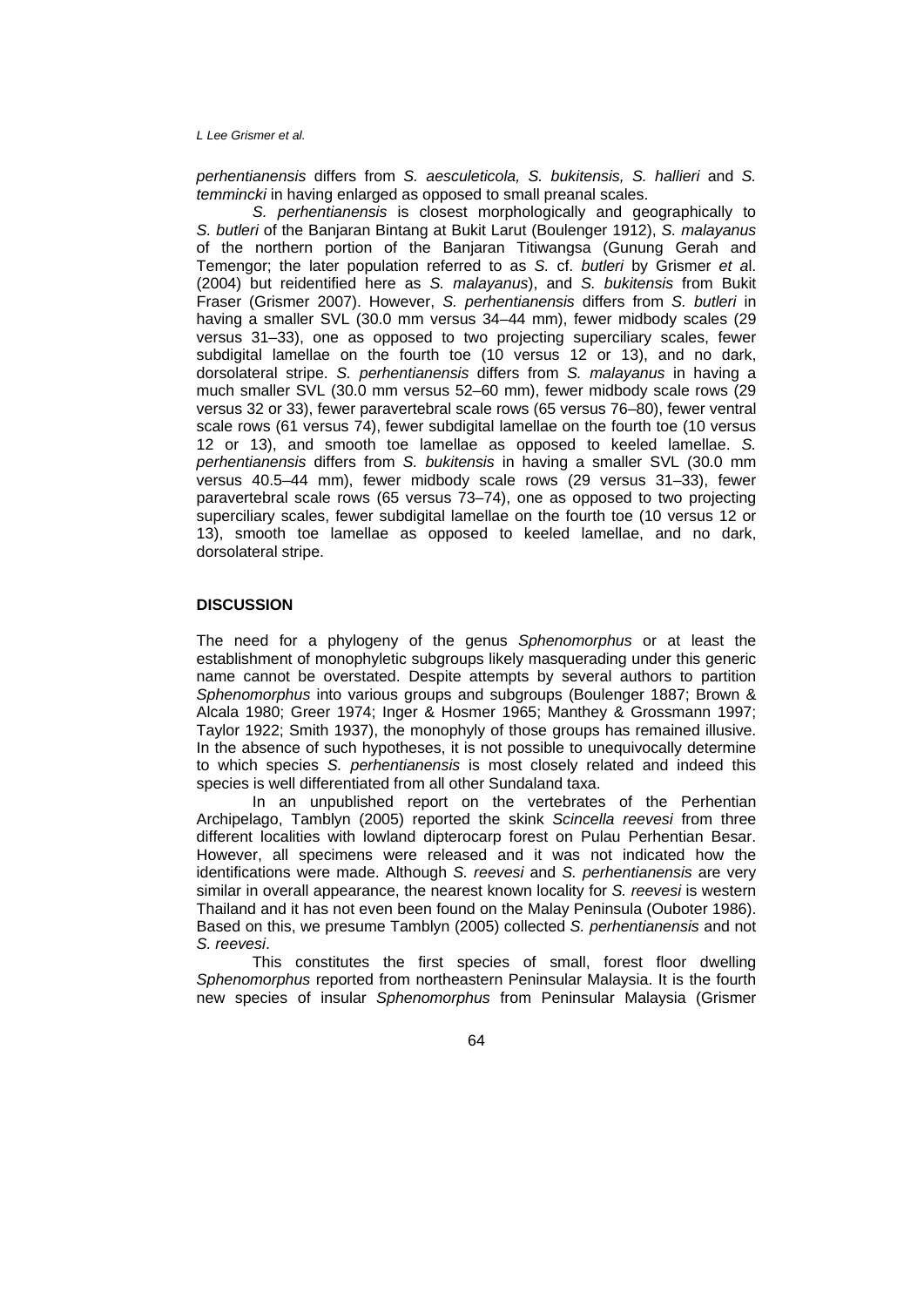*perhentianensis* differs from *S. aesculeticola, S. bukitensis, S. hallieri* and *S. temmincki* in having enlarged as opposed to small preanal scales.

*S. perhentianensis* is closest morphologically and geographically to *S. butleri* of the Banjaran Bintang at Bukit Larut (Boulenger 1912), *S. malayanus* of the northern portion of the Banjaran Titiwangsa (Gunung Gerah and Temengor; the later population referred to as *S.* cf. *butleri* by Grismer *et a*l. (2004) but reidentified here as *S. malayanus*), and *S. bukitensis* from Bukit Fraser (Grismer 2007). However, *S. perhentianensis* differs from *S. butleri* in having a smaller SVL (30.0 mm versus 34–44 mm), fewer midbody scales (29 versus 31–33), one as opposed to two projecting superciliary scales, fewer subdigital lamellae on the fourth toe (10 versus 12 or 13), and no dark, dorsolateral stripe. *S. perhentianensis* differs from *S. malayanus* in having a much smaller SVL (30.0 mm versus 52–60 mm), fewer midbody scale rows (29 versus 32 or 33), fewer paravertebral scale rows (65 versus 76–80), fewer ventral scale rows (61 versus 74), fewer subdigital lamellae on the fourth toe (10 versus 12 or 13), and smooth toe lamellae as opposed to keeled lamellae. *S. perhentianensis* differs from *S. bukitensis* in having a smaller SVL (30.0 mm versus 40.5–44 mm), fewer midbody scale rows (29 versus 31–33), fewer paravertebral scale rows (65 versus 73–74), one as opposed to two projecting superciliary scales, fewer subdigital lamellae on the fourth toe (10 versus 12 or 13), smooth toe lamellae as opposed to keeled lamellae, and no dark, dorsolateral stripe.

## DISCUSSION

The need for a phylogeny of the genus *Sphenomorphus* or at least the establishment of monophyletic subgroups likely masquerading under this generic name cannot be overstated. Despite attempts by several authors to partition *Sphenomorphus* into various groups and subgroups (Boulenger 1887; Brown & Alcala 1980; Greer 1974; Inger & Hosmer 1965; Manthey & Grossmann 1997; Taylor 1922; Smith 1937), the monophyly of those groups has remained illusive. In the absence of such hypotheses, it is not possible to unequivocally determine to which species *S. perhentianensis* is most closely related and indeed this species is well differentiated from all other Sundaland taxa.

In an unpublished report on the vertebrates of the Perhentian Archipelago, Tamblyn (2005) reported the skink *Scincella reevesi* from three different localities with lowland dipterocarp forest on Pulau Perhentian Besar. However, all specimens were released and it was not indicated how the identifications were made. Although *S. reevesi* and *S. perhentianensis* are very similar in overall appearance, the nearest known locality for *S. reevesi* is western Thailand and it has not even been found on the Malay Peninsula (Ouboter 1986). Based on this, we presume Tamblyn (2005) collected *S. perhentianensis* and not *S. reevesi*.

This constitutes the first species of small, forest floor dwelling *Sphenomorphus* reported from northeastern Peninsular Malaysia. It is the fourth new species of insular *Sphenomorphus* from Peninsular Malaysia (Grismer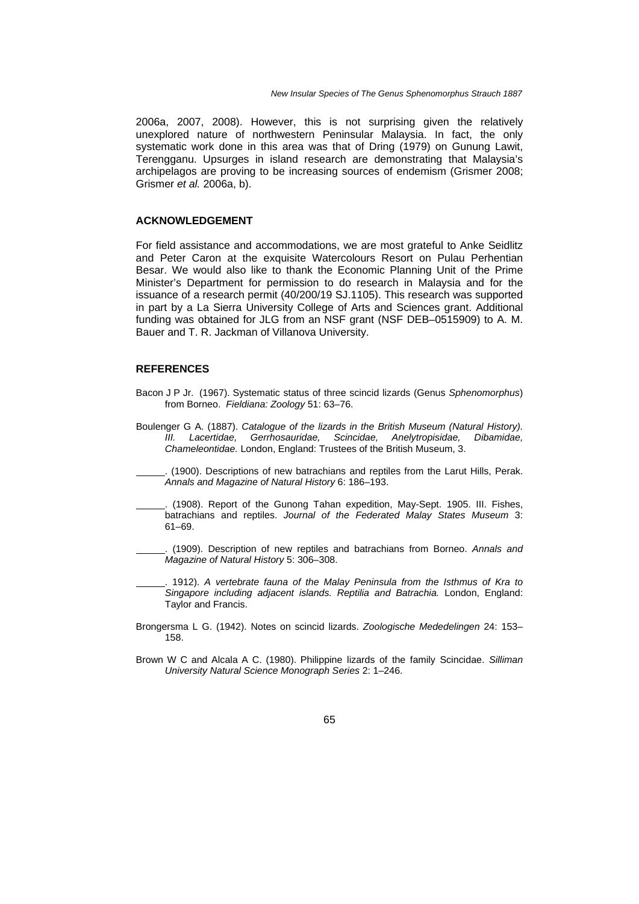2006a, 2007, 2008). However, this is not surprising given the relatively unexplored nature of northwestern Peninsular Malaysia. In fact, the only systematic work done in this area was that of Dring (1979) on Gunung Lawit, Terengganu. Upsurges in island research are demonstrating that Malaysia's archipelagos are proving to be increasing sources of endemism (Grismer 2008; Grismer *et al.* 2006a, b).

## ACKNOWLEDGEMENT

For field assistance and accommodations, we are most grateful to Anke Seidlitz and Peter Caron at the exquisite Watercolours Resort on Pulau Perhentian Besar. We would also like to thank the Economic Planning Unit of the Prime Minister's Department for permission to do research in Malaysia and for the issuance of a research permit (40/200/19 SJ.1105). This research was supported in part by a La Sierra University College of Arts and Sciences grant. Additional funding was obtained for JLG from an NSF grant (NSF DEB–0515909) to A. M. Bauer and T. R. Jackman of Villanova University.

## REFERENCES

Bacon J P Jr. (1967). Systematic status of three scincid lizards (Genus *Sphenomorphus*) from Borneo. *Fieldiana: Zoology* 51: 63–76.

Boulenger G A. (1887). *Catalogue of the lizards in the British Museum (Natural History). III. Lacertidae, Gerrhosauridae, Scincidae, Anelytropisidae, Dibamidae, Chameleontidae.* London, England: Trustees of the British Museum, 3.

______. (1900). Descriptions of new batrachians and reptiles from the Larut Hills, Perak. *Annals and Magazine of Natural History* 6: 186–193.

______. (1908). Report of the Gunong Tahan expedition, May-Sept. 1905. III. Fishes, batrachians and reptiles. *Journal of the Federated Malay States Museum* 3: 61–69.

______. (1909). Description of new reptiles and batrachians from Borneo. *Annals and Magazine of Natural History* 5: 306–308.

______. 1912). *A vertebrate fauna of the Malay Peninsula from the Isthmus of Kra to Singapore including adjacent islands. Reptilia and Batrachia.* London, England: Taylor and Francis.

Brongersma L G. (1942). Notes on scincid lizards. *Zoologische Mededelingen* 24: 153–158.

Brown W C and Alcala A C. (1980). Philippine lizards of the family Scincidae. *Silliman University Natural Science Monograph Series* 2: 1–246.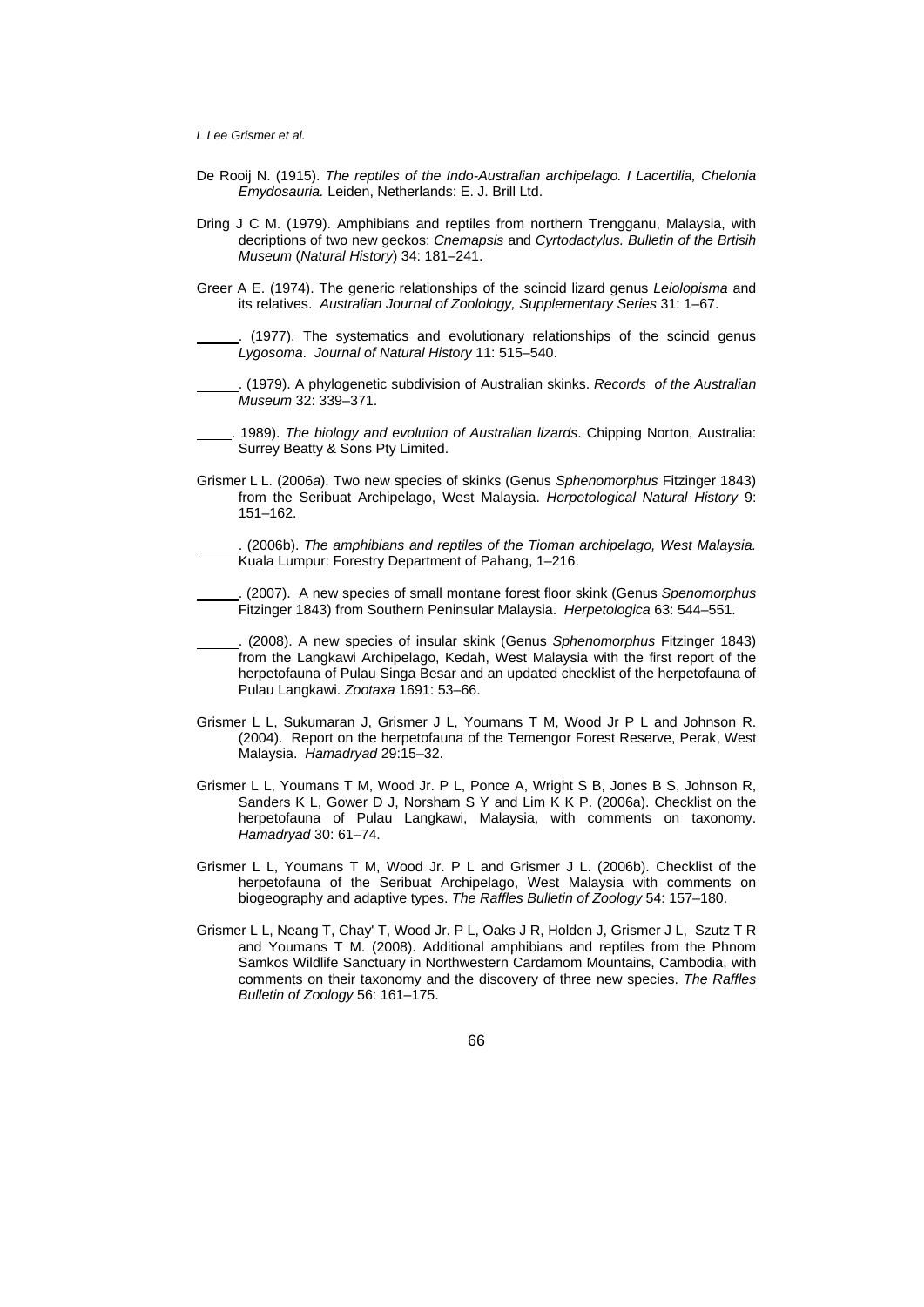De Rooij N. (1915). *The reptiles of the Indo-Australian archipelago. I Lacertilia, Chelonia Emydosauria.* Leiden, Netherlands: E. J. Brill Ltd.

Dring J C M. (1979). Amphibians and reptiles from northern Trengganu, Malaysia, with decriptions of two new geckos: *Cnemapsis* and *Cyrtodactylus. Bulletin of the Brtisih Museum* (*Natural History*) 34: 181–241.

Greer A E. (1974). The generic relationships of the scincid lizard genus *Leiolopisma* and its relatives. *Australian Journal of Zoolology, Supplementary Series* 31: 1–67.

______. (1977). The systematics and evolutionary relationships of the scincid genus *Lygosoma*. *Journal of Natural History* 11: 515–540.

______. (1979). A phylogenetic subdivision of Australian skinks. *Records of the Australian Museum* 32: 339–371.

______. 1989). *The biology and evolution of Australian lizards*. Chipping Norton, Australia: Surrey Beatty & Sons Pty Limited.

Grismer L L. (2006*a*). Two new species of skinks (Genus *Sphenomorphus* Fitzinger 1843) from the Seribuat Archipelago, West Malaysia. *Herpetological Natural History* 9: 151–162.

______. (2006b). *The amphibians and reptiles of the Tioman archipelago, West Malaysia.* Kuala Lumpur: Forestry Department of Pahang, 1–216.

______. (2007). A new species of small montane forest floor skink (Genus *Spenomorphus* Fitzinger 1843) from Southern Peninsular Malaysia. *Herpetologica* 63: 544–551.

______. (2008). A new species of insular skink (Genus *Sphenomorphus* Fitzinger 1843) from the Langkawi Archipelago, Kedah, West Malaysia with the first report of the herpetofauna of Pulau Singa Besar and an updated checklist of the herpetofauna of Pulau Langkawi. *Zootaxa* 1691: 53–66.

Grismer L L, Sukumaran J, Grismer J L, Youmans T M, Wood Jr P L and Johnson R. (2004). Report on the herpetofauna of the Temengor Forest Reserve, Perak, West Malaysia. *Hamadryad* 29:15–32.

Grismer L L, Youmans T M, Wood Jr. P L, Ponce A, Wright S B, Jones B S, Johnson R, Sanders K L, Gower D J, Norsham S Y and Lim K K P. (2006a). Checklist on the herpetofauna of Pulau Langkawi, Malaysia, with comments on taxonomy. *Hamadryad* 30: 61–74.

Grismer L L, Youmans T M, Wood Jr. P L and Grismer J L. (2006b). Checklist of the herpetofauna of the Seribuat Archipelago, West Malaysia with comments on biogeography and adaptive types. *The Raffles Bulletin of Zoology* 54: 157–180.

Grismer L L, Neang T, Chay' T, Wood Jr. P L, Oaks J R, Holden J, Grismer J L, Szutz T R and Youmans T M. (2008). Additional amphibians and reptiles from the Phnom Samkos Wildlife Sanctuary in Northwestern Cardamom Mountains, Cambodia, with comments on their taxonomy and the discovery of three new species. *The Raffles Bulletin of Zoology* 56: 161–175.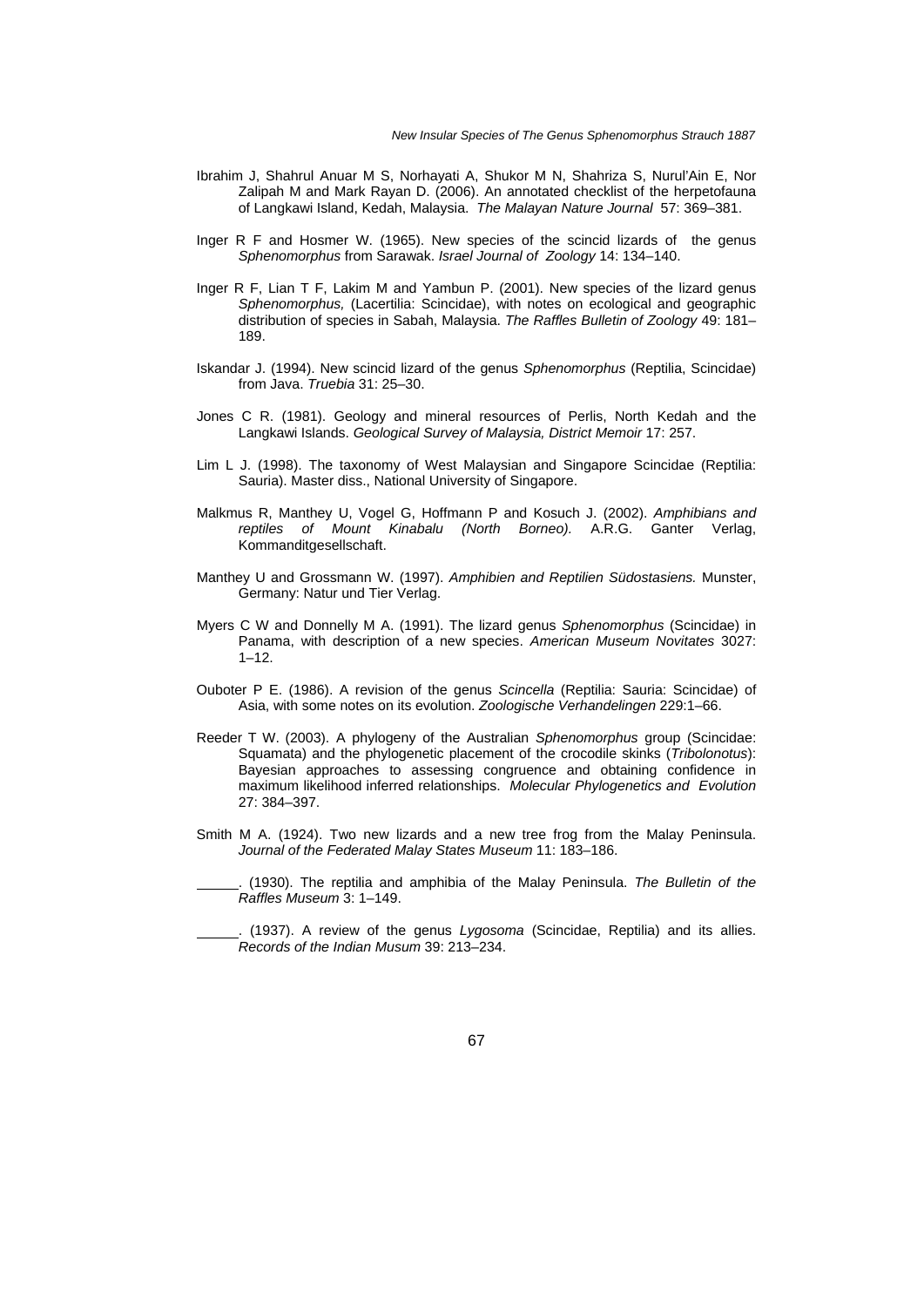Ibrahim J, Shahrul Anuar M S, Norhayati A, Shukor M N, Shahriza S, Nurul'Ain E, Nor Zalipah M and Mark Rayan D. (2006). An annotated checklist of the herpetofauna of Langkawi Island, Kedah, Malaysia. *The Malayan Nature Journal* 57: 369–381.

Inger R F and Hosmer W. (1965). New species of the scincid lizards of the genus *Sphenomorphus* from Sarawak. *Israel Journal of Zoology* 14: 134–140.

Inger R F, Lian T F, Lakim M and Yambun P. (2001). New species of the lizard genus *Sphenomorphus,* (Lacertilia: Scincidae), with notes on ecological and geographic distribution of species in Sabah, Malaysia. *The Raffles Bulletin of Zoology* 49: 181–189.

Iskandar J. (1994). New scincid lizard of the genus *Sphenomorphus* (Reptilia, Scincidae) from Java. *Truebia* 31: 25–30.

Jones C R. (1981). Geology and mineral resources of Perlis, North Kedah and the Langkawi Islands. *Geological Survey of Malaysia, District Memoir* 17: 257.

Lim L J. (1998). The taxonomy of West Malaysian and Singapore Scincidae (Reptilia: Sauria). Master diss., National University of Singapore.

Malkmus R, Manthey U, Vogel G, Hoffmann P and Kosuch J. (2002). *Amphibians and reptiles of Mount Kinabalu (North Borneo).* A.R.G. Ganter Verlag, Kommanditgesellschaft.

Manthey U and Grossmann W. (1997). *Amphibien and Reptilien Südostasiens.* Munster, Germany: Natur und Tier Verlag.

Myers C W and Donnelly M A. (1991). The lizard genus *Sphenomorphus* (Scincidae) in Panama, with description of a new species. *American Museum Novitates* 3027: 1–12.

Ouboter P E. (1986). A revision of the genus *Scincella* (Reptilia: Sauria: Scincidae) of Asia, with some notes on its evolution. *Zoologische Verhandelingen* 229:1–66.

Reeder T W. (2003). A phylogeny of the Australian *Sphenomorphus* group (Scincidae: Squamata) and the phylogenetic placement of the crocodile skinks (*Tribolonotus*): Bayesian approaches to assessing congruence and obtaining confidence in maximum likelihood inferred relationships. *Molecular Phylogenetics and Evolution* 27: 384–397.

Smith M A. (1924). Two new lizards and a new tree frog from the Malay Peninsula. *Journal of the Federated Malay States Museum* 11: 183–186.

______. (1930). The reptilia and amphibia of the Malay Peninsula. *The Bulletin of the Raffles Museum* 3: 1–149.

______. (1937). A review of the genus *Lygosoma* (Scincidae, Reptilia) and its allies. *Records of the Indian Musum* 39: 213–234.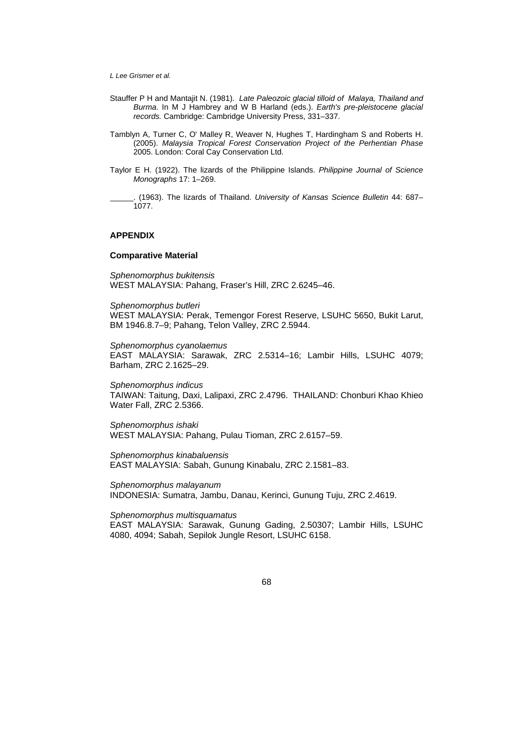Stauffer P H and Mantajit N. (1981). *Late Paleozoic glacial tilloid of Malaya, Thailand and Burma*. In M J Hambrey and W B Harland (eds.). *Earth's pre-pleistocene glacial records.* Cambridge: Cambridge University Press, 331–337.

Tamblyn A, Turner C, O' Malley R, Weaver N, Hughes T, Hardingham S and Roberts H. (2005). *Malaysia Tropical Forest Conservation Project of the Perhentian Phase* 2005. London: Coral Cay Conservation Ltd.

Taylor E H. (1922). The lizards of the Philippine Islands. *Philippine Journal of Science Monographs* 17: 1–269.

\_\_\_\_\_\_. (1963). The lizards of Thailand. *University of Kansas Science Bulletin* 44: 687–1077.

## APPENDIX

### Comparative Material

*Sphenomorphus bukitensis*
WEST MALAYSIA: Pahang, Fraser's Hill, ZRC 2.6245–46.

*Sphenomorphus butleri*
WEST MALAYSIA: Perak, Temengor Forest Reserve, LSUHC 5650, Bukit Larut, BM 1946.8.7–9; Pahang, Telon Valley, ZRC 2.5944.

*Sphenomorphus cyanolaemus*
EAST MALAYSIA: Sarawak, ZRC 2.5314–16; Lambir Hills, LSUHC 4079; Barham, ZRC 2.1625–29.

*Sphenomorphus indicus*
TAIWAN: Taitung, Daxi, Lalipaxi, ZRC 2.4796. THAILAND: Chonburi Khao Khieo Water Fall, ZRC 2.5366.

*Sphenomorphus ishaki*
WEST MALAYSIA: Pahang, Pulau Tioman, ZRC 2.6157–59.

*Sphenomorphus kinabaluensis*
EAST MALAYSIA: Sabah, Gunung Kinabalu, ZRC 2.1581–83.

*Sphenomorphus malayanum*
INDONESIA: Sumatra, Jambu, Danau, Kerinci, Gunung Tuju, ZRC 2.4619.

*Sphenomorphus multisquamatus*
EAST MALAYSIA: Sarawak, Gunung Gading, 2.50307; Lambir Hills, LSUHC 4080, 4094; Sabah, Sepilok Jungle Resort, LSUHC 6158.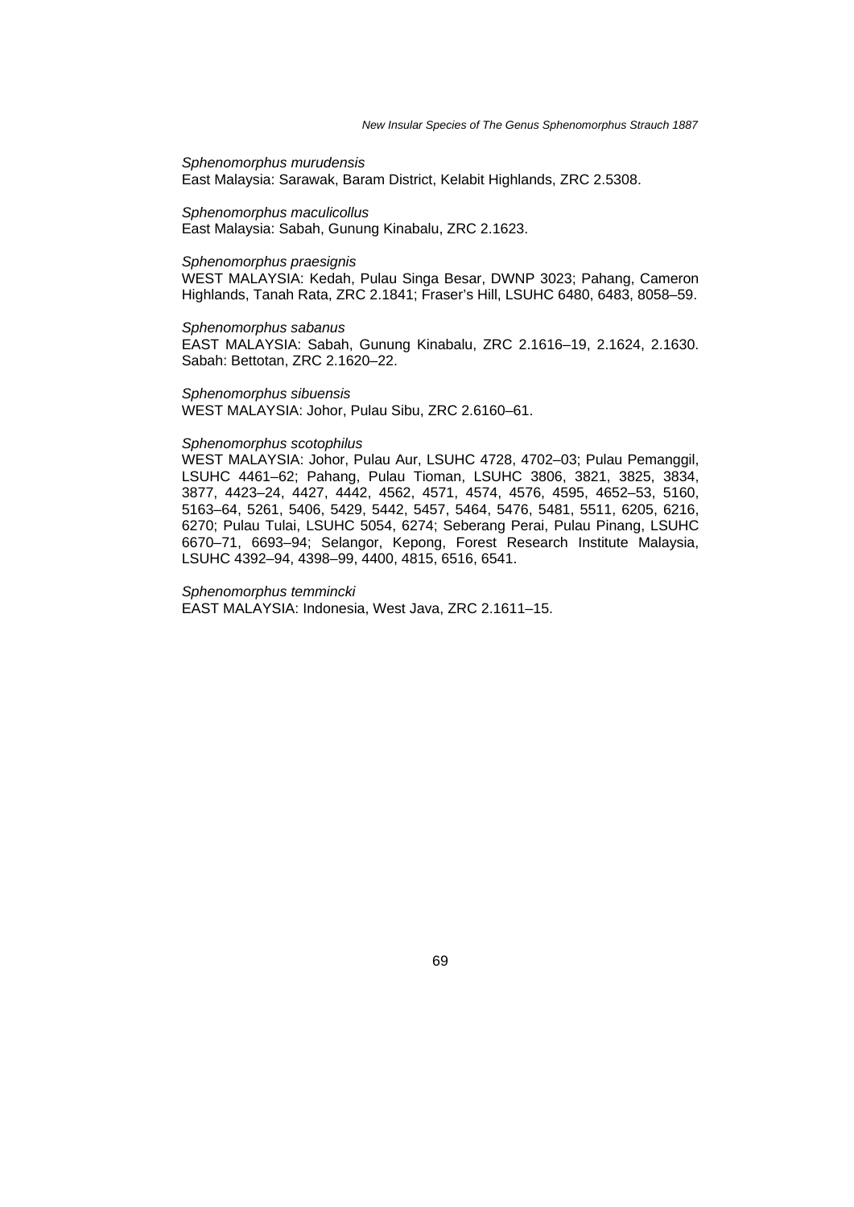*Sphenomorphus murudensis*
East Malaysia: Sarawak, Baram District, Kelabit Highlands, ZRC 2.5308.

*Sphenomorphus maculicollus*
East Malaysia: Sabah, Gunung Kinabalu, ZRC 2.1623.

*Sphenomorphus praesignis*
WEST MALAYSIA: Kedah, Pulau Singa Besar, DWNP 3023; Pahang, Cameron Highlands, Tanah Rata, ZRC 2.1841; Fraser's Hill, LSUHC 6480, 6483, 8058–59.

*Sphenomorphus sabanus*
EAST MALAYSIA: Sabah, Gunung Kinabalu, ZRC 2.1616–19, 2.1624, 2.1630. Sabah: Bettotan, ZRC 2.1620–22.

*Sphenomorphus sibuensis*
WEST MALAYSIA: Johor, Pulau Sibu, ZRC 2.6160–61.

*Sphenomorphus scotophilus*
WEST MALAYSIA: Johor, Pulau Aur, LSUHC 4728, 4702–03; Pulau Pemanggil, LSUHC 4461–62; Pahang, Pulau Tioman, LSUHC 3806, 3821, 3825, 3834, 3877, 4423–24, 4427, 4442, 4562, 4571, 4574, 4576, 4595, 4652–53, 5160, 5163–64, 5261, 5406, 5429, 5442, 5457, 5464, 5476, 5481, 5511, 6205, 6216, 6270; Pulau Tulai, LSUHC 5054, 6274; Seberang Perai, Pulau Pinang, LSUHC 6670–71, 6693–94; Selangor, Kepong, Forest Research Institute Malaysia, LSUHC 4392–94, 4398–99, 4400, 4815, 6516, 6541.

*Sphenomorphus temmincki*
EAST MALAYSIA: Indonesia, West Java, ZRC 2.1611–15.